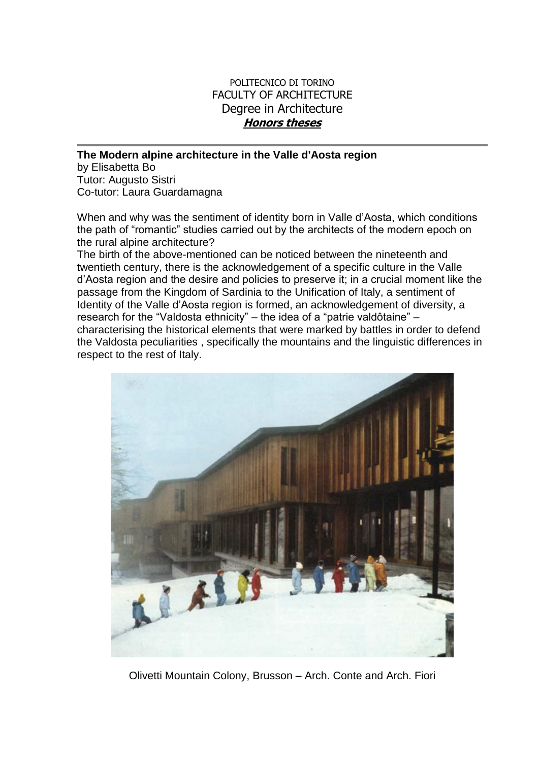POLITECNICO DI TORINO
FACULTY OF ARCHITECTURE
Degree in Architecture
***Honors theses***

---

**The Modern alpine architecture in the Valle d'Aosta region**
by Elisabetta Bo
Tutor: Augusto Sistri
Co-tutor: Laura Guardamagna

When and why was the sentiment of identity born in Valle d'Aosta, which conditions the path of "romantic" studies carried out by the architects of the modern epoch on the rural alpine architecture?
The birth of the above-mentioned can be noticed between the nineteenth and twentieth century, there is the acknowledgement of a specific culture in the Valle d'Aosta region and the desire and policies to preserve it; in a crucial moment like the passage from the Kingdom of Sardinia to the Unification of Italy, a sentiment of Identity of the Valle d'Aosta region is formed, an acknowledgement of diversity, a research for the "Valdosta ethnicity" – the idea of a "patrie valdôtaine" – characterising the historical elements that were marked by battles in order to defend the Valdosta peculiarities , specifically the mountains and the linguistic differences in respect to the rest of Italy.

Olivetti Mountain Colony, Brusson – Arch. Conte and Arch. Fiori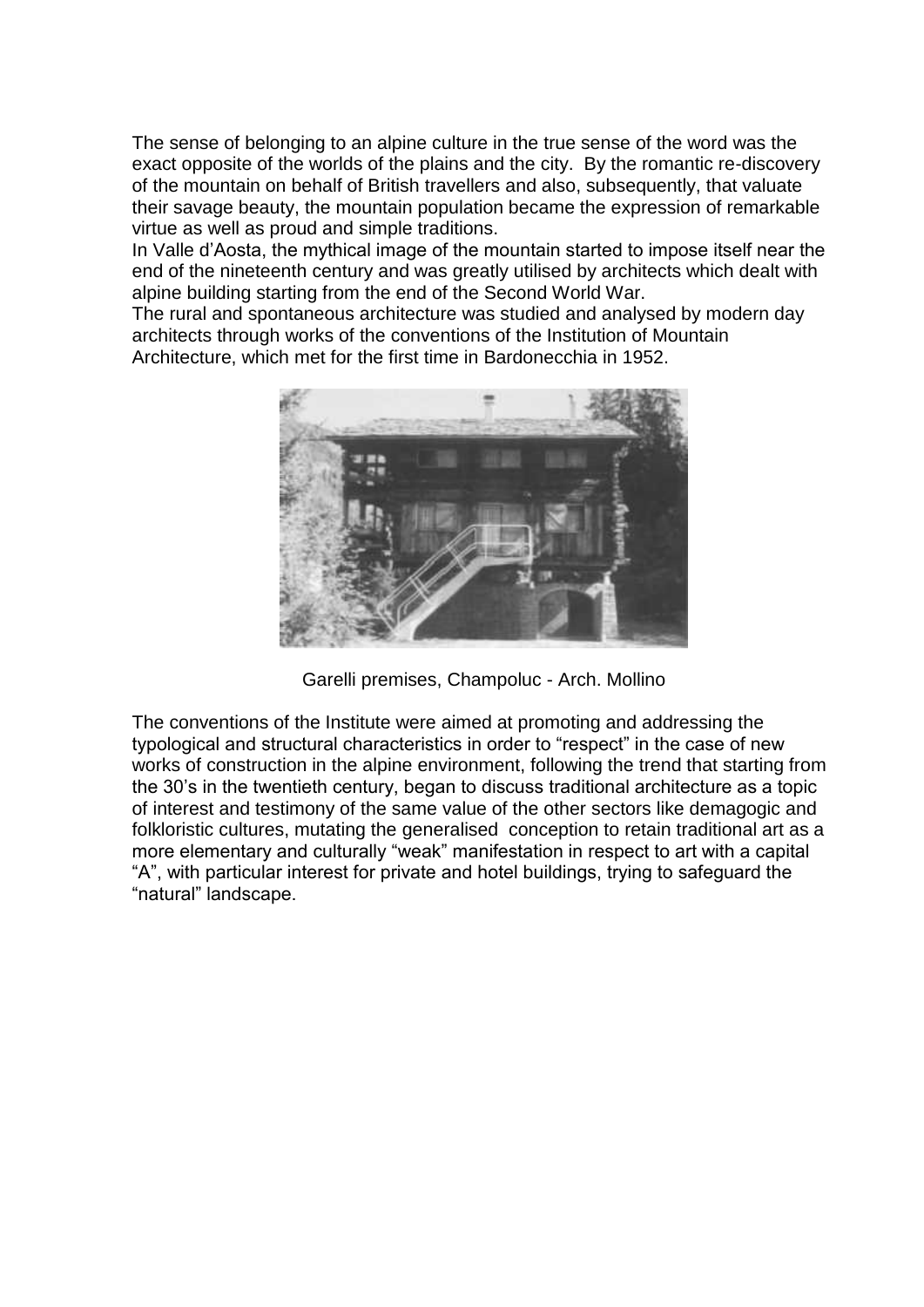The sense of belonging to an alpine culture in the true sense of the word was the exact opposite of the worlds of the plains and the city. By the romantic re-discovery of the mountain on behalf of British travellers and also, subsequently, that valuate their savage beauty, the mountain population became the expression of remarkable virtue as well as proud and simple traditions.
In Valle d'Aosta, the mythical image of the mountain started to impose itself near the end of the nineteenth century and was greatly utilised by architects which dealt with alpine building starting from the end of the Second World War.
The rural and spontaneous architecture was studied and analysed by modern day architects through works of the conventions of the Institution of Mountain Architecture, which met for the first time in Bardonecchia in 1952.

Garelli premises, Champoluc - Arch. Mollino

The conventions of the Institute were aimed at promoting and addressing the typological and structural characteristics in order to "respect" in the case of new works of construction in the alpine environment, following the trend that starting from the 30's in the twentieth century, began to discuss traditional architecture as a topic of interest and testimony of the same value of the other sectors like demagogic and folkloristic cultures, mutating the generalised conception to retain traditional art as a more elementary and culturally "weak" manifestation in respect to art with a capital "A", with particular interest for private and hotel buildings, trying to safeguard the "natural" landscape.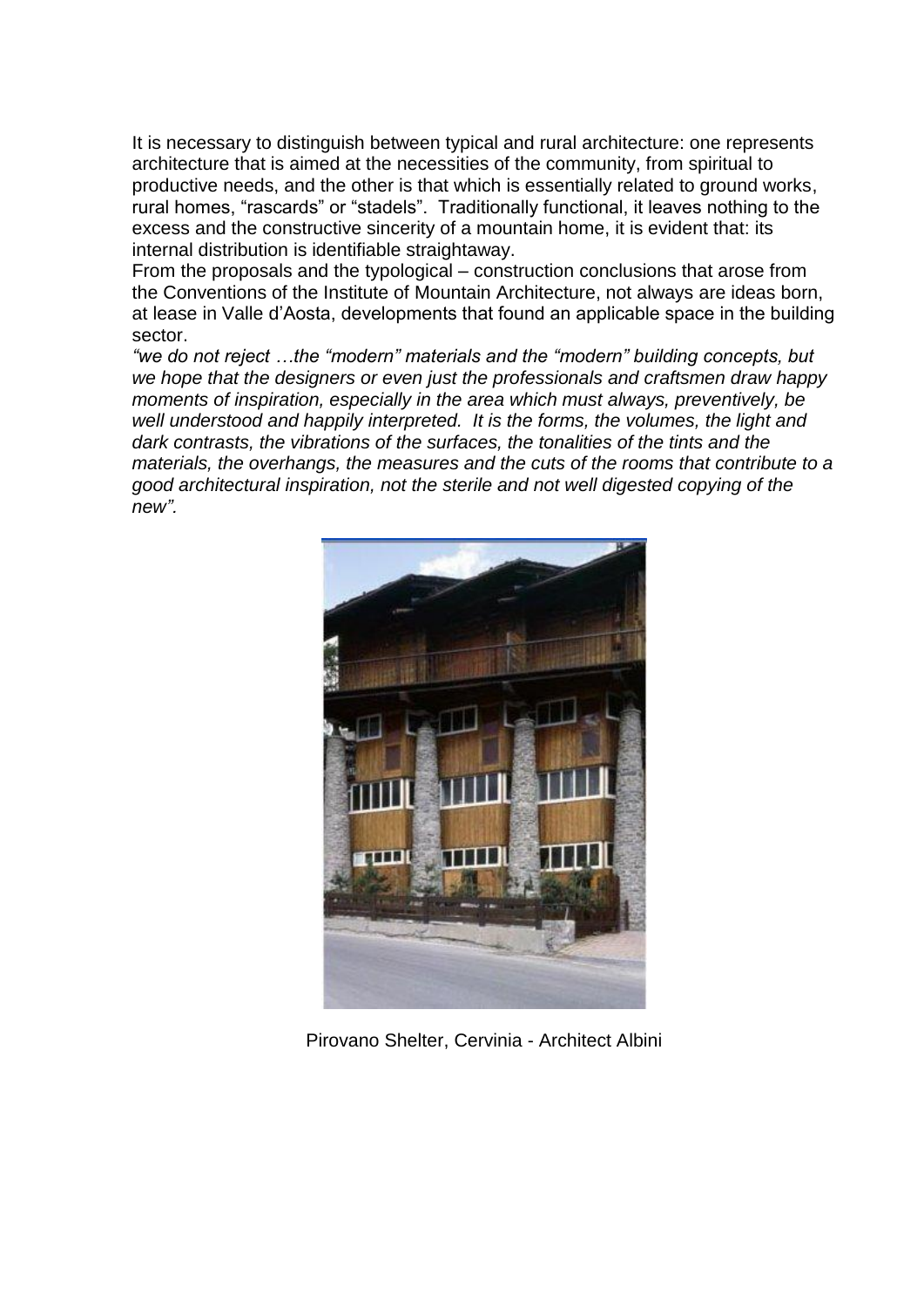It is necessary to distinguish between typical and rural architecture: one represents architecture that is aimed at the necessities of the community, from spiritual to productive needs, and the other is that which is essentially related to ground works, rural homes, "rascards" or "stadels". Traditionally functional, it leaves nothing to the excess and the constructive sincerity of a mountain home, it is evident that: its internal distribution is identifiable straightaway.
From the proposals and the typological – construction conclusions that arose from the Conventions of the Institute of Mountain Architecture, not always are ideas born, at lease in Valle d'Aosta, developments that found an applicable space in the building sector.
*"we do not reject …the "modern" materials and the "modern" building concepts, but we hope that the designers or even just the professionals and craftsmen draw happy moments of inspiration, especially in the area which must always, preventively, be well understood and happily interpreted. It is the forms, the volumes, the light and dark contrasts, the vibrations of the surfaces, the tonalities of the tints and the materials, the overhangs, the measures and the cuts of the rooms that contribute to a good architectural inspiration, not the sterile and not well digested copying of the new".*

Pirovano Shelter, Cervinia - Architect Albini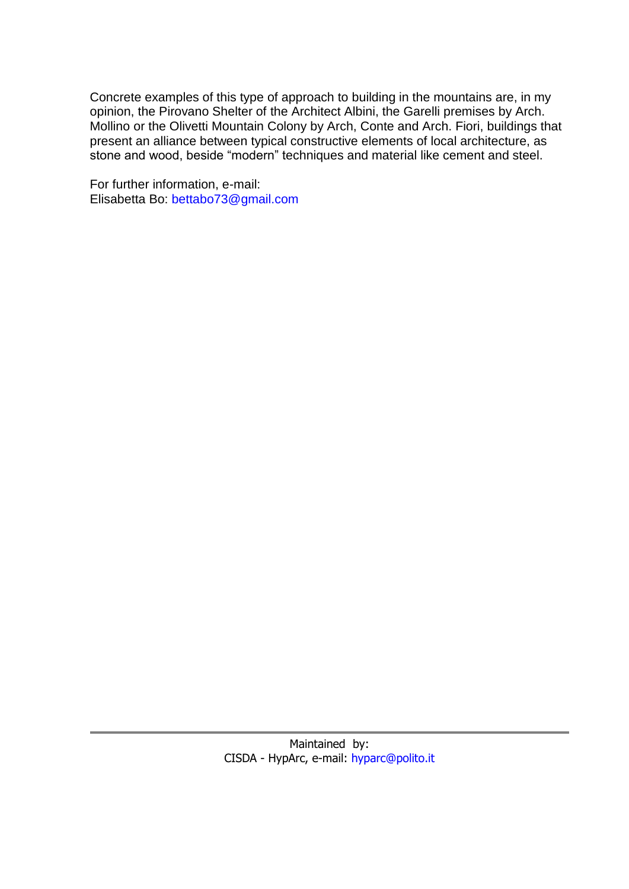Concrete examples of this type of approach to building in the mountains are, in my opinion, the Pirovano Shelter of the Architect Albini, the Garelli premises by Arch. Mollino or the Olivetti Mountain Colony by Arch, Conte and Arch. Fiori, buildings that present an alliance between typical constructive elements of local architecture, as stone and wood, beside “modern” techniques and material like cement and steel.

For further information, e-mail:
Elisabetta Bo: bettabo73@gmail.com

---

Maintained by:
CISDA - HypArc, e-mail: hyparc@polito.it